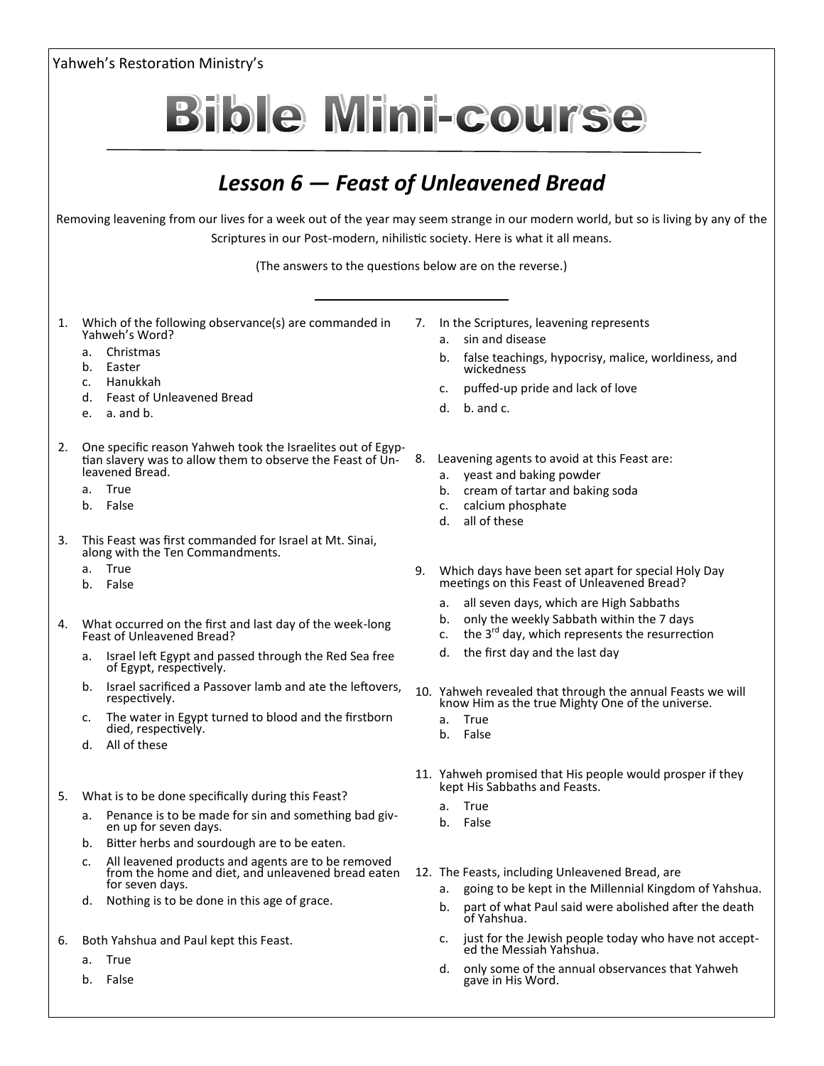Yahweh's Restoration Ministry's

# Bible Mini-course

## *Lesson 6 — Feast of Unleavened Bread*

Removing leavening from our lives for a week out of the year may seem strange in our modern world, but so is living by any of the Scriptures in our Post-modern, nihilistic society. Here is what it all means.

(The answers to the questions below are on the reverse.)

1. Which of the following observance(s) are commanded in Yahweh's Word?
   a. Christmas
   b. Easter
   c. Hanukkah
   d. Feast of Unleavened Bread
   e. a. and b.

2. One specific reason Yahweh took the Israelites out of Egyptian slavery was to allow them to observe the Feast of Unleavened Bread.
   a. True
   b. False

3. This Feast was first commanded for Israel at Mt. Sinai, along with the Ten Commandments.
   a. True
   b. False

4. What occurred on the first and last day of the week-long Feast of Unleavened Bread?
   a. Israel left Egypt and passed through the Red Sea free of Egypt, respectively.
   b. Israel sacrificed a Passover lamb and ate the leftovers, respectively.
   c. The water in Egypt turned to blood and the firstborn died, respectively.
   d. All of these

5. What is to be done specifically during this Feast?
   a. Penance is to be made for sin and something bad given up for seven days.
   b. Bitter herbs and sourdough are to be eaten.
   c. All leavened products and agents are to be removed from the home and diet, and unleavened bread eaten for seven days.
   d. Nothing is to be done in this age of grace.

6. Both Yahshua and Paul kept this Feast.
   a. True
   b. False

7. In the Scriptures, leavening represents
   a. sin and disease
   b. false teachings, hypocrisy, malice, worldiness, and wickedness
   c. puffed-up pride and lack of love
   d. b. and c.

8. Leavening agents to avoid at this Feast are:
   a. yeast and baking powder
   b. cream of tartar and baking soda
   c. calcium phosphate
   d. all of these

9. Which days have been set apart for special Holy Day meetings on this Feast of Unleavened Bread?
   a. all seven days, which are High Sabbaths
   b. only the weekly Sabbath within the 7 days
   c. the 3rd day, which represents the resurrection
   d. the first day and the last day

10. Yahweh revealed that through the annual Feasts we will know Him as the true Mighty One of the universe.
    a. True
    b. False

11. Yahweh promised that His people would prosper if they kept His Sabbaths and Feasts.
    a. True
    b. False

12. The Feasts, including Unleavened Bread, are
    a. going to be kept in the Millennial Kingdom of Yahshua.
    b. part of what Paul said were abolished after the death of Yahshua.
    c. just for the Jewish people today who have not accepted the Messiah Yahshua.
    d. only some of the annual observances that Yahweh gave in His Word.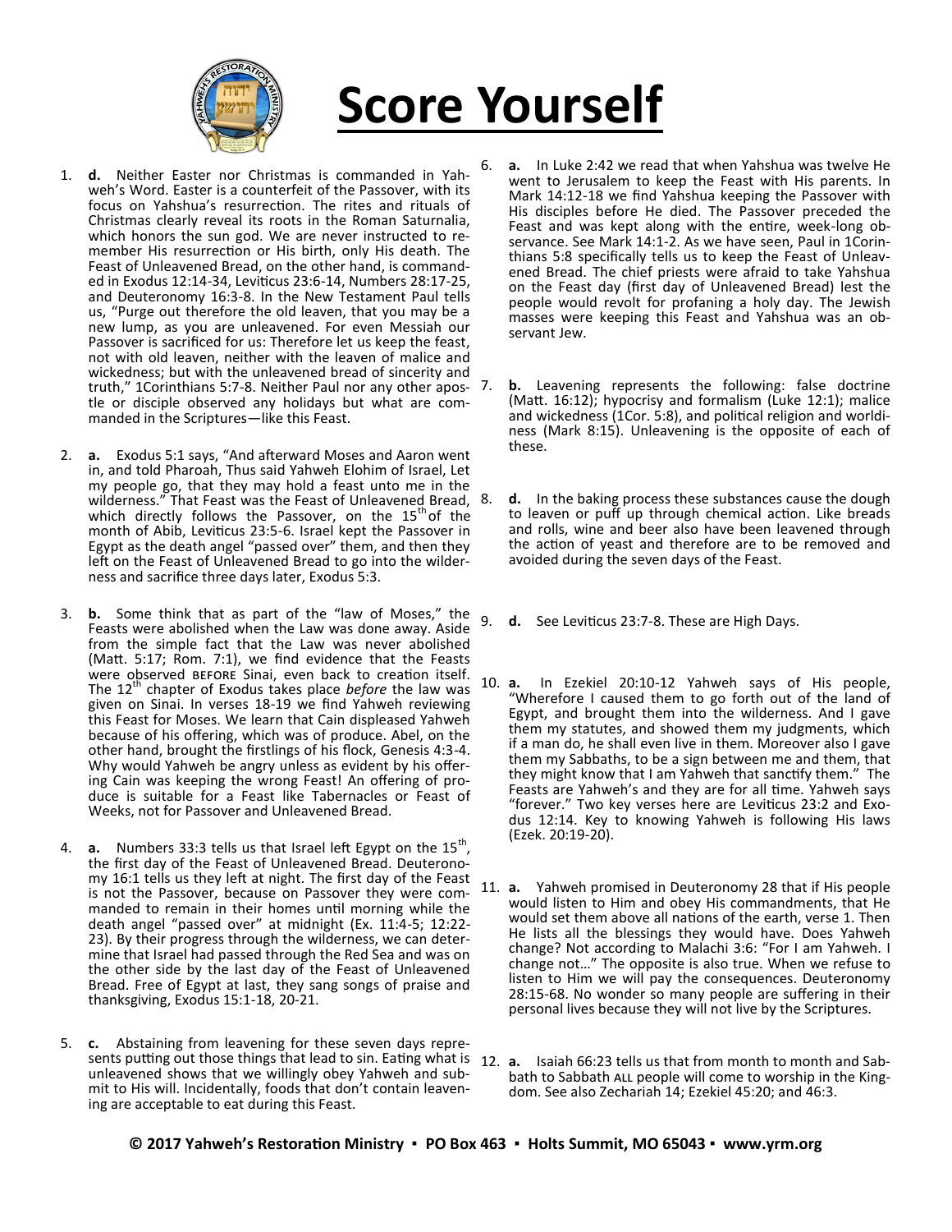# Score Yourself

1. **d.** Neither Easter nor Christmas is commanded in Yahweh's Word. Easter is a counterfeit of the Passover, with its focus on Yahshua's resurrection. The rites and rituals of Christmas clearly reveal its roots in the Roman Saturnalia, which honors the sun god. We are never instructed to remember His resurrection or His birth, only His death. The Feast of Unleavened Bread, on the other hand, is commanded in Exodus 12:14-34, Leviticus 23:6-14, Numbers 28:17-25, and Deuteronomy 16:3-8. In the New Testament Paul tells us, "Purge out therefore the old leaven, that you may be a new lump, as you are unleavened. For even Messiah our Passover is sacrificed for us: Therefore let us keep the feast, not with old leaven, neither with the leaven of malice and wickedness; but with the unleavened bread of sincerity and truth," 1Corinthians 5:7-8. Neither Paul nor any other apostle or disciple observed any holidays but what are commanded in the Scriptures—like this Feast.

2. **a.** Exodus 5:1 says, "And afterward Moses and Aaron went in, and told Pharoah, Thus said Yahweh Elohim of Israel, Let my people go, that they may hold a feast unto me in the wilderness." That Feast was the Feast of Unleavened Bread, which directly follows the Passover, on the 15th of the month of Abib, Leviticus 23:5-6. Israel kept the Passover in Egypt as the death angel "passed over" them, and then they left on the Feast of Unleavened Bread to go into the wilderness and sacrifice three days later, Exodus 5:3.

3. **b.** Some think that as part of the "law of Moses," the Feasts were abolished when the Law was done away. Aside from the simple fact that the Law was never abolished (Matt. 5:17; Rom. 7:1), we find evidence that the Feasts were observed BEFORE Sinai, even back to creation itself. The 12th chapter of Exodus takes place *before* the law was given on Sinai. In verses 18-19 we find Yahweh reviewing this Feast for Moses. We learn that Cain displeased Yahweh because of his offering, which was of produce. Abel, on the other hand, brought the firstlings of his flock, Genesis 4:3-4. Why would Yahweh be angry unless as evident by his offering Cain was keeping the wrong Feast! An offering of produce is suitable for a Feast like Tabernacles or Feast of Weeks, not for Passover and Unleavened Bread.

4. **a.** Numbers 33:3 tells us that Israel left Egypt on the 15th, the first day of the Feast of Unleavened Bread. Deuteronomy 16:1 tells us they left at night. The first day of the Feast is not the Passover, because on Passover they were commanded to remain in their homes until morning while the death angel "passed over" at midnight (Ex. 11:4-5; 12:22-23). By their progress through the wilderness, we can determine that Israel had passed through the Red Sea and was on the other side by the last day of the Feast of Unleavened Bread. Free of Egypt at last, they sang songs of praise and thanksgiving, Exodus 15:1-18, 20-21.

5. **c.** Abstaining from leavening for these seven days represents putting out those things that lead to sin. Eating what is unleavened shows that we willingly obey Yahweh and submit to His will. Incidentally, foods that don't contain leavening are acceptable to eat during this Feast.

6. **a.** In Luke 2:42 we read that when Yahshua was twelve He went to Jerusalem to keep the Feast with His parents. In Mark 14:12-18 we find Yahshua keeping the Passover with His disciples before He died. The Passover preceded the Feast and was kept along with the entire, week-long observance. See Mark 14:1-2. As we have seen, Paul in 1Corinthians 5:8 specifically tells us to keep the Feast of Unleavened Bread. The chief priests were afraid to take Yahshua on the Feast day (first day of Unleavened Bread) lest the people would revolt for profaning a holy day. The Jewish masses were keeping this Feast and Yahshua was an observant Jew.

7. **b.** Leavening represents the following: false doctrine (Matt. 16:12); hypocrisy and formalism (Luke 12:1); malice and wickedness (1Cor. 5:8), and political religion and worldiness (Mark 8:15). Unleavening is the opposite of each of these.

8. **d.** In the baking process these substances cause the dough to leaven or puff up through chemical action. Like breads and rolls, wine and beer also have been leavened through the action of yeast and therefore are to be removed and avoided during the seven days of the Feast.

9. **d.** See Leviticus 23:7-8. These are High Days.

10. **a.** In Ezekiel 20:10-12 Yahweh says of His people, "Wherefore I caused them to go forth out of the land of Egypt, and brought them into the wilderness. And I gave them my statutes, and showed them my judgments, which if a man do, he shall even live in them. Moreover also I gave them my Sabbaths, to be a sign between me and them, that they might know that I am Yahweh that sanctify them." The Feasts are Yahweh's and they are for all time. Yahweh says "forever." Two key verses here are Leviticus 23:2 and Exodus 12:14. Key to knowing Yahweh is following His laws (Ezek. 20:19-20).

11. **a.** Yahweh promised in Deuteronomy 28 that if His people would listen to Him and obey His commandments, that He would set them above all nations of the earth, verse 1. Then He lists all the blessings they would have. Does Yahweh change? Not according to Malachi 3:6: "For I am Yahweh. I change not…" The opposite is also true. When we refuse to listen to Him we will pay the consequences. Deuteronomy 28:15-68. No wonder so many people are suffering in their personal lives because they will not live by the Scriptures.

12. **a.** Isaiah 66:23 tells us that from month to month and Sabbath to Sabbath ALL people will come to worship in the Kingdom. See also Zechariah 14; Ezekiel 45:20; and 46:3.

**© 2017 Yahweh's Restoration Ministry ▪ PO Box 463 ▪ Holts Summit, MO 65043 ▪ www.yrm.org**